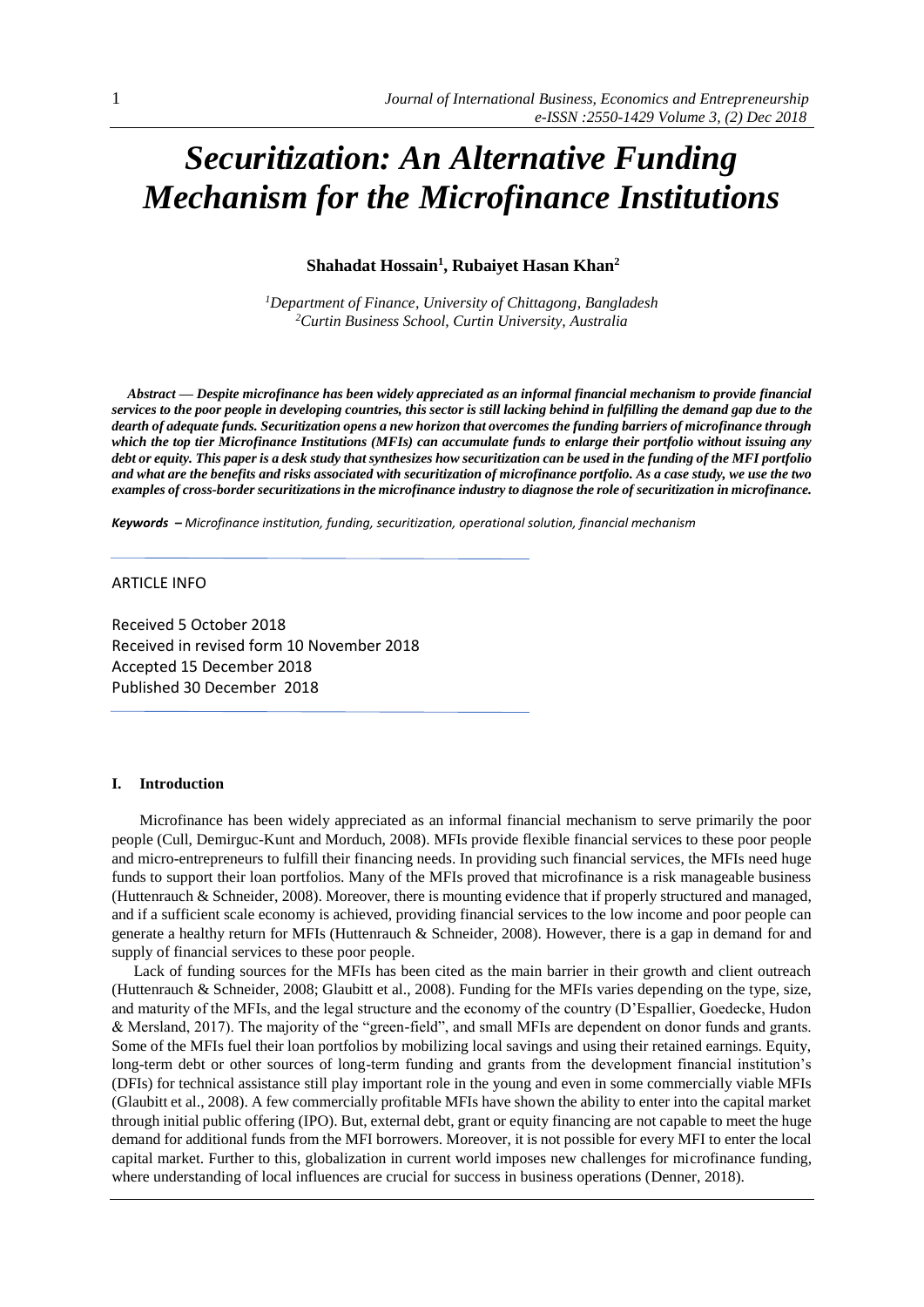# *Securitization: An Alternative Funding Mechanism for the Microfinance Institutions*

**Shahadat Hossain[1], Rubaiyet Hasan Khan[2]**

*[1]Department of Finance, University of Chittagong, Bangladesh*
*[2]Curtin Business School, Curtin University, Australia*

***Abstract* — *Despite microfinance has been widely appreciated as an informal financial mechanism to provide financial services to the poor people in developing countries, this sector is still lacking behind in fulfilling the demand gap due to the dearth of adequate funds. Securitization opens a new horizon that overcomes the funding barriers of microfinance through which the top tier Microfinance Institutions (MFIs) can accumulate funds to enlarge their portfolio without issuing any debt or equity. This paper is a desk study that synthesizes how securitization can be used in the funding of the MFI portfolio and what are the benefits and risks associated with securitization of microfinance portfolio. As a case study, we use the two examples of cross-border securitizations in the microfinance industry to diagnose the role of securitization in microfinance.***

***Keywords*** ***–*** *Microfinance institution, funding, securitization, operational solution, financial mechanism*

ARTICLE INFO

Received 5 October 2018
Received in revised form 10 November 2018
Accepted 15 December 2018
Published 30 December 2018

## I. Introduction

Microfinance has been widely appreciated as an informal financial mechanism to serve primarily the poor people (Cull, Demirguc-Kunt and Morduch, 2008). MFIs provide flexible financial services to these poor people and micro-entrepreneurs to fulfill their financing needs. In providing such financial services, the MFIs need huge funds to support their loan portfolios. Many of the MFIs proved that microfinance is a risk manageable business (Huttenrauch & Schneider, 2008). Moreover, there is mounting evidence that if properly structured and managed, and if a sufficient scale economy is achieved, providing financial services to the low income and poor people can generate a healthy return for MFIs (Huttenrauch & Schneider, 2008). However, there is a gap in demand for and supply of financial services to these poor people.

Lack of funding sources for the MFIs has been cited as the main barrier in their growth and client outreach (Huttenrauch & Schneider, 2008; Glaubitt et al., 2008). Funding for the MFIs varies depending on the type, size, and maturity of the MFIs, and the legal structure and the economy of the country (D'Espallier, Goedecke, Hudon & Mersland, 2017). The majority of the "green-field", and small MFIs are dependent on donor funds and grants. Some of the MFIs fuel their loan portfolios by mobilizing local savings and using their retained earnings. Equity, long-term debt or other sources of long-term funding and grants from the development financial institution's (DFIs) for technical assistance still play important role in the young and even in some commercially viable MFIs (Glaubitt et al., 2008). A few commercially profitable MFIs have shown the ability to enter into the capital market through initial public offering (IPO). But, external debt, grant or equity financing are not capable to meet the huge demand for additional funds from the MFI borrowers. Moreover, it is not possible for every MFI to enter the local capital market. Further to this, globalization in current world imposes new challenges for microfinance funding, where understanding of local influences are crucial for success in business operations (Denner, 2018).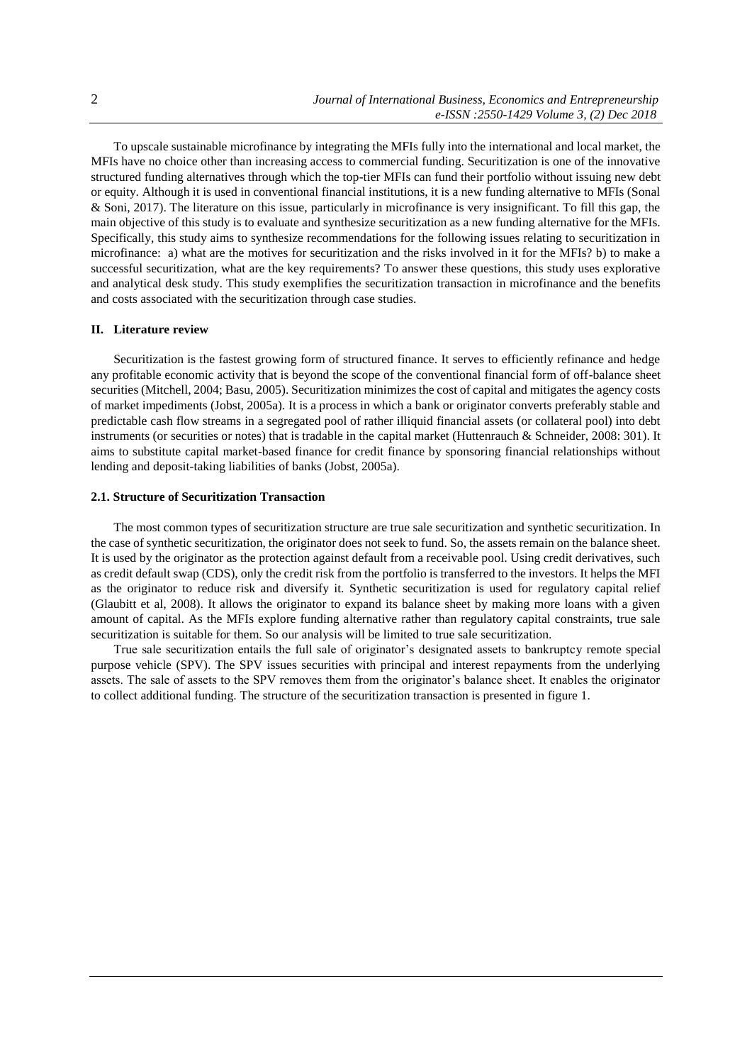To upscale sustainable microfinance by integrating the MFIs fully into the international and local market, the MFIs have no choice other than increasing access to commercial funding. Securitization is one of the innovative structured funding alternatives through which the top-tier MFIs can fund their portfolio without issuing new debt or equity. Although it is used in conventional financial institutions, it is a new funding alternative to MFIs (Sonal & Soni, 2017). The literature on this issue, particularly in microfinance is very insignificant. To fill this gap, the main objective of this study is to evaluate and synthesize securitization as a new funding alternative for the MFIs. Specifically, this study aims to synthesize recommendations for the following issues relating to securitization in microfinance: a) what are the motives for securitization and the risks involved in it for the MFIs? b) to make a successful securitization, what are the key requirements? To answer these questions, this study uses explorative and analytical desk study. This study exemplifies the securitization transaction in microfinance and the benefits and costs associated with the securitization through case studies.

## II. Literature review

Securitization is the fastest growing form of structured finance. It serves to efficiently refinance and hedge any profitable economic activity that is beyond the scope of the conventional financial form of off-balance sheet securities (Mitchell, 2004; Basu, 2005). Securitization minimizes the cost of capital and mitigates the agency costs of market impediments (Jobst, 2005a). It is a process in which a bank or originator converts preferably stable and predictable cash flow streams in a segregated pool of rather illiquid financial assets (or collateral pool) into debt instruments (or securities or notes) that is tradable in the capital market (Huttenrauch & Schneider, 2008: 301). It aims to substitute capital market-based finance for credit finance by sponsoring financial relationships without lending and deposit-taking liabilities of banks (Jobst, 2005a).

### 2.1. Structure of Securitization Transaction

The most common types of securitization structure are true sale securitization and synthetic securitization. In the case of synthetic securitization, the originator does not seek to fund. So, the assets remain on the balance sheet. It is used by the originator as the protection against default from a receivable pool. Using credit derivatives, such as credit default swap (CDS), only the credit risk from the portfolio is transferred to the investors. It helps the MFI as the originator to reduce risk and diversify it. Synthetic securitization is used for regulatory capital relief (Glaubitt et al, 2008). It allows the originator to expand its balance sheet by making more loans with a given amount of capital. As the MFIs explore funding alternative rather than regulatory capital constraints, true sale securitization is suitable for them. So our analysis will be limited to true sale securitization.

True sale securitization entails the full sale of originator's designated assets to bankruptcy remote special purpose vehicle (SPV). The SPV issues securities with principal and interest repayments from the underlying assets. The sale of assets to the SPV removes them from the originator's balance sheet. It enables the originator to collect additional funding. The structure of the securitization transaction is presented in figure 1.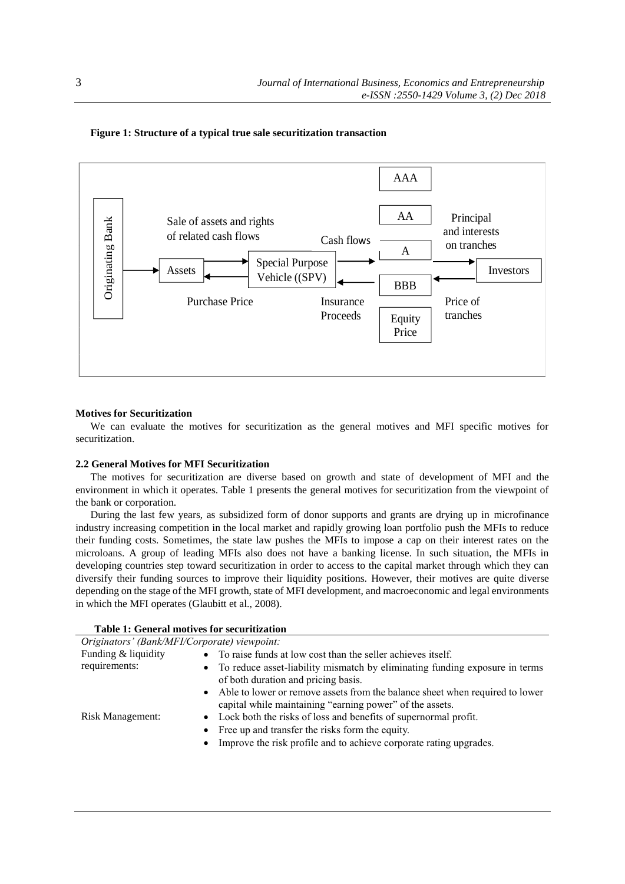**Figure 1: Structure of a typical true sale securitization transaction**

Originating Bank → Assets

Sale of assets and rights of related cash flows

Special Purpose Vehicle ((SPV)

Purchase Price

Cash flows

Insurance Proceeds

AAA

AA

A

BBB

Equity Price

Principal and interests on tranches

Price of tranches

Investors

**Motives for Securitization**

We can evaluate the motives for securitization as the general motives and MFI specific motives for securitization.

**2.2 General Motives for MFI Securitization**

The motives for securitization are diverse based on growth and state of development of MFI and the environment in which it operates. Table 1 presents the general motives for securitization from the viewpoint of the bank or corporation.

During the last few years, as subsidized form of donor supports and grants are drying up in microfinance industry increasing competition in the local market and rapidly growing loan portfolio push the MFIs to reduce their funding costs. Sometimes, the state law pushes the MFIs to impose a cap on their interest rates on the microloans. A group of leading MFIs also does not have a banking license. In such situation, the MFIs in developing countries step toward securitization in order to access to the capital market through which they can diversify their funding sources to improve their liquidity positions. However, their motives are quite diverse depending on the stage of the MFI growth, state of MFI development, and macroeconomic and legal environments in which the MFI operates (Glaubitt et al., 2008).

**Table 1: General motives for securitization**

| *Originators' (Bank/MFI/Corporate) viewpoint:* | |
|---|---|
| Funding & liquidity requirements: | • To raise funds at low cost than the seller achieves itself.<br>• To reduce asset-liability mismatch by eliminating funding exposure in terms of both duration and pricing basis.<br>• Able to lower or remove assets from the balance sheet when required to lower capital while maintaining "earning power" of the assets. |
| Risk Management: | • Lock both the risks of loss and benefits of supernormal profit.<br>• Free up and transfer the risks form the equity.<br>• Improve the risk profile and to achieve corporate rating upgrades. |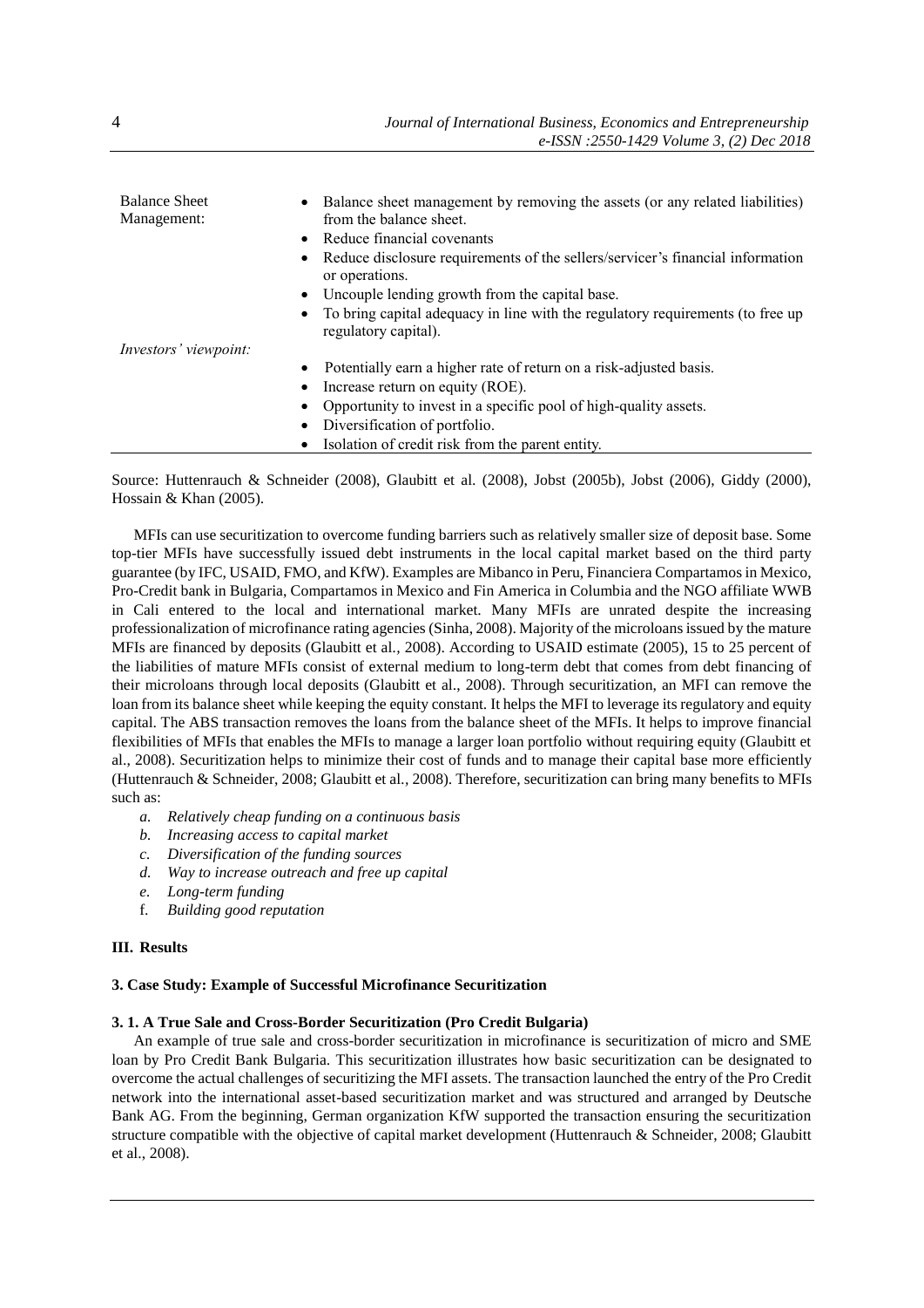| | |
|---|---|
| Balance Sheet Management: | • Balance sheet management by removing the assets (or any related liabilities) from the balance sheet.<br>• Reduce financial covenants<br>• Reduce disclosure requirements of the sellers/servicer's financial information or operations.<br>• Uncouple lending growth from the capital base.<br>• To bring capital adequacy in line with the regulatory requirements (to free up regulatory capital). |
| *Investors' viewpoint:* | • Potentially earn a higher rate of return on a risk-adjusted basis.<br>• Increase return on equity (ROE).<br>• Opportunity to invest in a specific pool of high-quality assets.<br>• Diversification of portfolio.<br>• Isolation of credit risk from the parent entity. |

Source: Huttenrauch & Schneider (2008), Glaubitt et al. (2008), Jobst (2005b), Jobst (2006), Giddy (2000), Hossain & Khan (2005).

MFIs can use securitization to overcome funding barriers such as relatively smaller size of deposit base. Some top-tier MFIs have successfully issued debt instruments in the local capital market based on the third party guarantee (by IFC, USAID, FMO, and KfW). Examples are Mibanco in Peru, Financiera Compartamos in Mexico, Pro-Credit bank in Bulgaria, Compartamos in Mexico and Fin America in Columbia and the NGO affiliate WWB in Cali entered to the local and international market. Many MFIs are unrated despite the increasing professionalization of microfinance rating agencies (Sinha, 2008). Majority of the microloans issued by the mature MFIs are financed by deposits (Glaubitt et al., 2008). According to USAID estimate (2005), 15 to 25 percent of the liabilities of mature MFIs consist of external medium to long-term debt that comes from debt financing of their microloans through local deposits (Glaubitt et al., 2008). Through securitization, an MFI can remove the loan from its balance sheet while keeping the equity constant. It helps the MFI to leverage its regulatory and equity capital. The ABS transaction removes the loans from the balance sheet of the MFIs. It helps to improve financial flexibilities of MFIs that enables the MFIs to manage a larger loan portfolio without requiring equity (Glaubitt et al., 2008). Securitization helps to minimize their cost of funds and to manage their capital base more efficiently (Huttenrauch & Schneider, 2008; Glaubitt et al., 2008). Therefore, securitization can bring many benefits to MFIs such as:

a. *Relatively cheap funding on a continuous basis*
b. *Increasing access to capital market*
c. *Diversification of the funding sources*
d. *Way to increase outreach and free up capital*
e. *Long-term funding*
f. *Building good reputation*

## III. Results

### 3. Case Study: Example of Successful Microfinance Securitization

#### 3. 1. A True Sale and Cross-Border Securitization (Pro Credit Bulgaria)

An example of true sale and cross-border securitization in microfinance is securitization of micro and SME loan by Pro Credit Bank Bulgaria. This securitization illustrates how basic securitization can be designated to overcome the actual challenges of securitizing the MFI assets. The transaction launched the entry of the Pro Credit network into the international asset-based securitization market and was structured and arranged by Deutsche Bank AG. From the beginning, German organization KfW supported the transaction ensuring the securitization structure compatible with the objective of capital market development (Huttenrauch & Schneider, 2008; Glaubitt et al., 2008).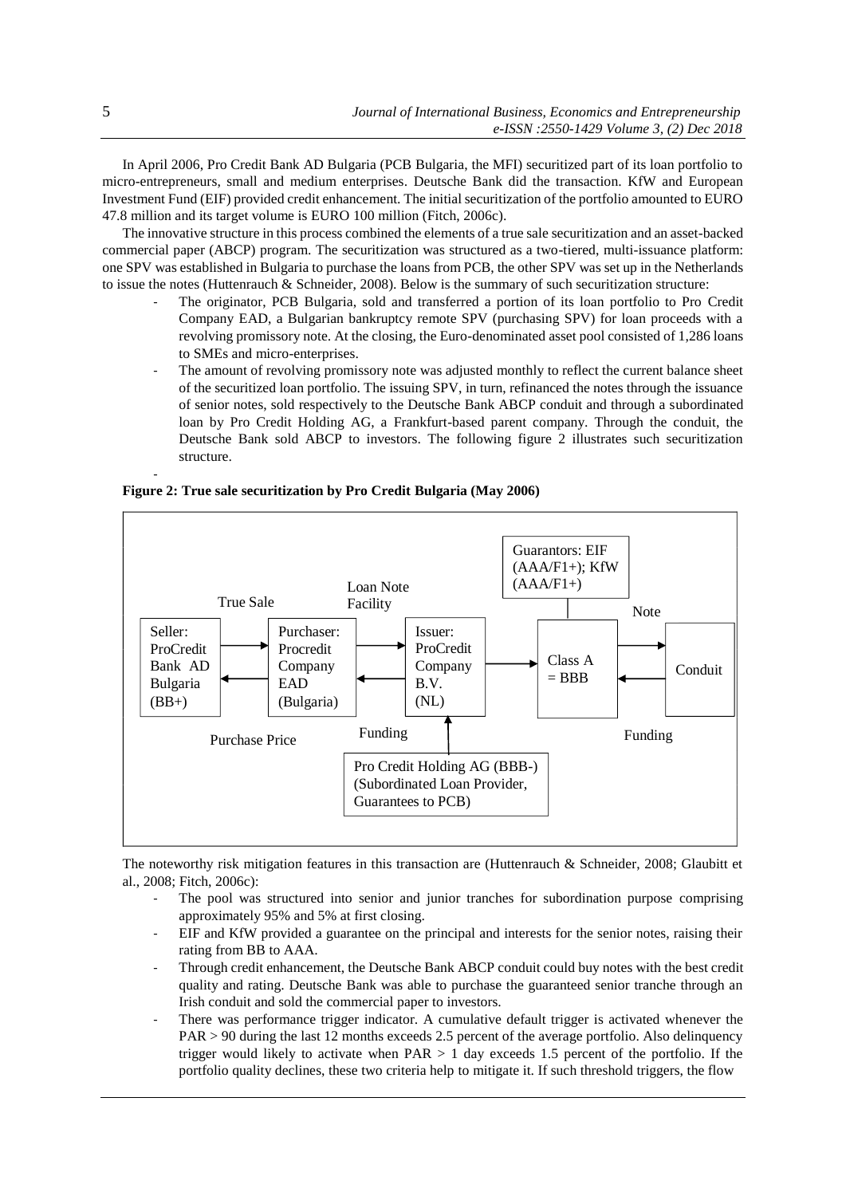In April 2006, Pro Credit Bank AD Bulgaria (PCB Bulgaria, the MFI) securitized part of its loan portfolio to micro-entrepreneurs, small and medium enterprises. Deutsche Bank did the transaction. KfW and European Investment Fund (EIF) provided credit enhancement. The initial securitization of the portfolio amounted to EURO 47.8 million and its target volume is EURO 100 million (Fitch, 2006c).

The innovative structure in this process combined the elements of a true sale securitization and an asset-backed commercial paper (ABCP) program. The securitization was structured as a two-tiered, multi-issuance platform: one SPV was established in Bulgaria to purchase the loans from PCB, the other SPV was set up in the Netherlands to issue the notes (Huttenrauch & Schneider, 2008). Below is the summary of such securitization structure:

- The originator, PCB Bulgaria, sold and transferred a portion of its loan portfolio to Pro Credit Company EAD, a Bulgarian bankruptcy remote SPV (purchasing SPV) for loan proceeds with a revolving promissory note. At the closing, the Euro-denominated asset pool consisted of 1,286 loans to SMEs and micro-enterprises.
- The amount of revolving promissory note was adjusted monthly to reflect the current balance sheet of the securitized loan portfolio. The issuing SPV, in turn, refinanced the notes through the issuance of senior notes, sold respectively to the Deutsche Bank ABCP conduit and through a subordinated loan by Pro Credit Holding AG, a Frankfurt-based parent company. Through the conduit, the Deutsche Bank sold ABCP to investors. The following figure 2 illustrates such securitization structure.

**Figure 2: True sale securitization by Pro Credit Bulgaria (May 2006)**

Seller: ProCredit Bank AD Bulgaria (BB+) — True Sale → Purchaser: Procredit Company EAD (Bulgaria) ← Purchase Price

Purchaser — Loan Note Facility → Issuer: ProCredit Company B.V. (NL) ← Funding

Issuer → Class A = BBB — Note → Conduit; Conduit — Funding → Class A

Guarantors: EIF (AAA/F1+); KfW (AAA/F1+)

Pro Credit Holding AG (BBB-) (Subordinated Loan Provider, Guarantees to PCB)

The noteworthy risk mitigation features in this transaction are (Huttenrauch & Schneider, 2008; Glaubitt et al., 2008; Fitch, 2006c):

- The pool was structured into senior and junior tranches for subordination purpose comprising approximately 95% and 5% at first closing.
- EIF and KfW provided a guarantee on the principal and interests for the senior notes, raising their rating from BB to AAA.
- Through credit enhancement, the Deutsche Bank ABCP conduit could buy notes with the best credit quality and rating. Deutsche Bank was able to purchase the guaranteed senior tranche through an Irish conduit and sold the commercial paper to investors.
- There was performance trigger indicator. A cumulative default trigger is activated whenever the PAR > 90 during the last 12 months exceeds 2.5 percent of the average portfolio. Also delinquency trigger would likely to activate when PAR > 1 day exceeds 1.5 percent of the portfolio. If the portfolio quality declines, these two criteria help to mitigate it. If such threshold triggers, the flow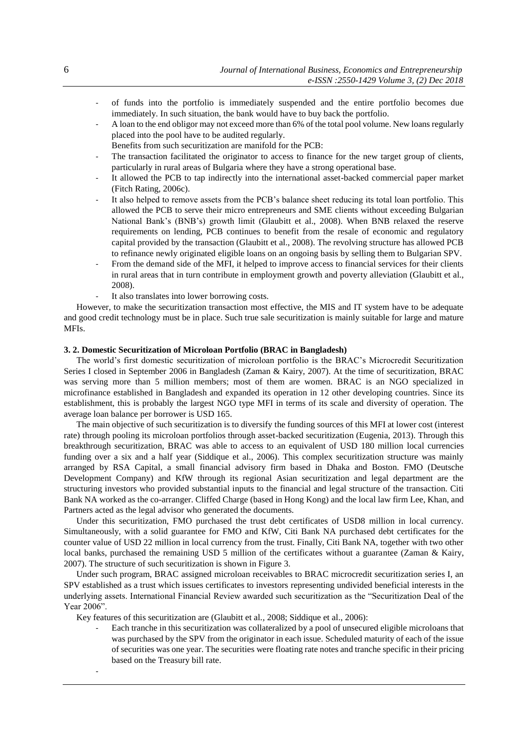- of funds into the portfolio is immediately suspended and the entire portfolio becomes due immediately. In such situation, the bank would have to buy back the portfolio.
- A loan to the end obligor may not exceed more than 6% of the total pool volume. New loans regularly placed into the pool have to be audited regularly.

Benefits from such securitization are manifold for the PCB:

- The transaction facilitated the originator to access to finance for the new target group of clients, particularly in rural areas of Bulgaria where they have a strong operational base.
- It allowed the PCB to tap indirectly into the international asset-backed commercial paper market (Fitch Rating, 2006c).
- It also helped to remove assets from the PCB's balance sheet reducing its total loan portfolio. This allowed the PCB to serve their micro entrepreneurs and SME clients without exceeding Bulgarian National Bank's (BNB's) growth limit (Glaubitt et al., 2008). When BNB relaxed the reserve requirements on lending, PCB continues to benefit from the resale of economic and regulatory capital provided by the transaction (Glaubitt et al., 2008). The revolving structure has allowed PCB to refinance newly originated eligible loans on an ongoing basis by selling them to Bulgarian SPV.
- From the demand side of the MFI, it helped to improve access to financial services for their clients in rural areas that in turn contribute in employment growth and poverty alleviation (Glaubitt et al., 2008).
- It also translates into lower borrowing costs.

However, to make the securitization transaction most effective, the MIS and IT system have to be adequate and good credit technology must be in place. Such true sale securitization is mainly suitable for large and mature MFIs.

### 3. 2. Domestic Securitization of Microloan Portfolio (BRAC in Bangladesh)

The world's first domestic securitization of microloan portfolio is the BRAC's Microcredit Securitization Series I closed in September 2006 in Bangladesh (Zaman & Kairy, 2007). At the time of securitization, BRAC was serving more than 5 million members; most of them are women. BRAC is an NGO specialized in microfinance established in Bangladesh and expanded its operation in 12 other developing countries. Since its establishment, this is probably the largest NGO type MFI in terms of its scale and diversity of operation. The average loan balance per borrower is USD 165.

The main objective of such securitization is to diversify the funding sources of this MFI at lower cost (interest rate) through pooling its microloan portfolios through asset-backed securitization (Eugenia, 2013). Through this breakthrough securitization, BRAC was able to access to an equivalent of USD 180 million local currencies funding over a six and a half year (Siddique et al., 2006). This complex securitization structure was mainly arranged by RSA Capital, a small financial advisory firm based in Dhaka and Boston. FMO (Deutsche Development Company) and KfW through its regional Asian securitization and legal department are the structuring investors who provided substantial inputs to the financial and legal structure of the transaction. Citi Bank NA worked as the co-arranger. Cliffed Charge (based in Hong Kong) and the local law firm Lee, Khan, and Partners acted as the legal advisor who generated the documents.

Under this securitization, FMO purchased the trust debt certificates of USD8 million in local currency. Simultaneously, with a solid guarantee for FMO and KfW, Citi Bank NA purchased debt certificates for the counter value of USD 22 million in local currency from the trust. Finally, Citi Bank NA, together with two other local banks, purchased the remaining USD 5 million of the certificates without a guarantee (Zaman & Kairy, 2007). The structure of such securitization is shown in Figure 3.

Under such program, BRAC assigned microloan receivables to BRAC microcredit securitization series I, an SPV established as a trust which issues certificates to investors representing undivided beneficial interests in the underlying assets. International Financial Review awarded such securitization as the "Securitization Deal of the Year 2006".

Key features of this securitization are (Glaubitt et al., 2008; Siddique et al., 2006):

- Each tranche in this securitization was collateralized by a pool of unsecured eligible microloans that was purchased by the SPV from the originator in each issue. Scheduled maturity of each of the issue of securities was one year. The securities were floating rate notes and tranche specific in their pricing based on the Treasury bill rate.
-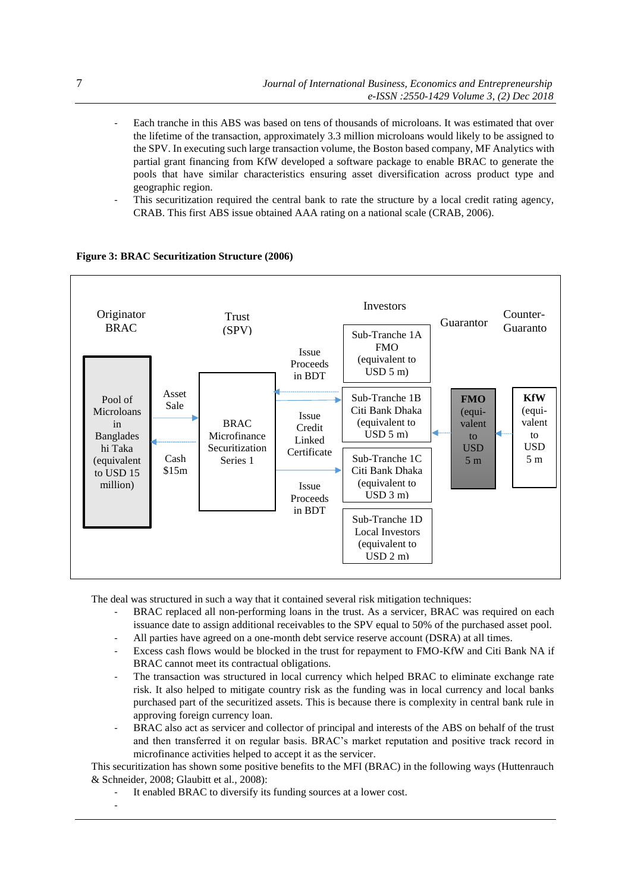- Each tranche in this ABS was based on tens of thousands of microloans. It was estimated that over the lifetime of the transaction, approximately 3.3 million microloans would likely to be assigned to the SPV. In executing such large transaction volume, the Boston based company, MF Analytics with partial grant financing from KfW developed a software package to enable BRAC to generate the pools that have similar characteristics ensuring asset diversification across product type and geographic region.
- This securitization required the central bank to rate the structure by a local credit rating agency, CRAB. This first ABS issue obtained AAA rating on a national scale (CRAB, 2006).

**Figure 3: BRAC Securitization Structure (2006)**

| Originator BRAC | | Trust (SPV) | | Investors | Guarantor | Counter-Guaranto |
|---|---|---|---|---|---|---|
| Pool of Microloans in Bangladeshi Taka (equivalent to USD 15 million) | Asset Sale / Cash $15m | BRAC Microfinance Securitization Series 1 | Issue Proceeds in BDT / Issue Credit Linked Certificate / Issue Proceeds in BDT | Sub-Tranche 1A FMO (equivalent to USD 5 m) | | |
| | | | | Sub-Tranche 1B Citi Bank Dhaka (equivalent to USD 5 m) | FMO (equivalent to USD 5 m) | KfW (equivalent to USD 5 m |
| | | | | Sub-Tranche 1C Citi Bank Dhaka (equivalent to USD 3 m) | | |
| | | | | Sub-Tranche 1D Local Investors (equivalent to USD 2 m) | | |

The deal was structured in such a way that it contained several risk mitigation techniques:

- BRAC replaced all non-performing loans in the trust. As a servicer, BRAC was required on each issuance date to assign additional receivables to the SPV equal to 50% of the purchased asset pool.
- All parties have agreed on a one-month debt service reserve account (DSRA) at all times.
- Excess cash flows would be blocked in the trust for repayment to FMO-KfW and Citi Bank NA if BRAC cannot meet its contractual obligations.
- The transaction was structured in local currency which helped BRAC to eliminate exchange rate risk. It also helped to mitigate country risk as the funding was in local currency and local banks purchased part of the securitized assets. This is because there is complexity in central bank rule in approving foreign currency loan.
- BRAC also act as servicer and collector of principal and interests of the ABS on behalf of the trust and then transferred it on regular basis. BRAC's market reputation and positive track record in microfinance activities helped to accept it as the servicer.

This securitization has shown some positive benefits to the MFI (BRAC) in the following ways (Huttenrauch & Schneider, 2008; Glaubitt et al., 2008):

- It enabled BRAC to diversify its funding sources at a lower cost.
-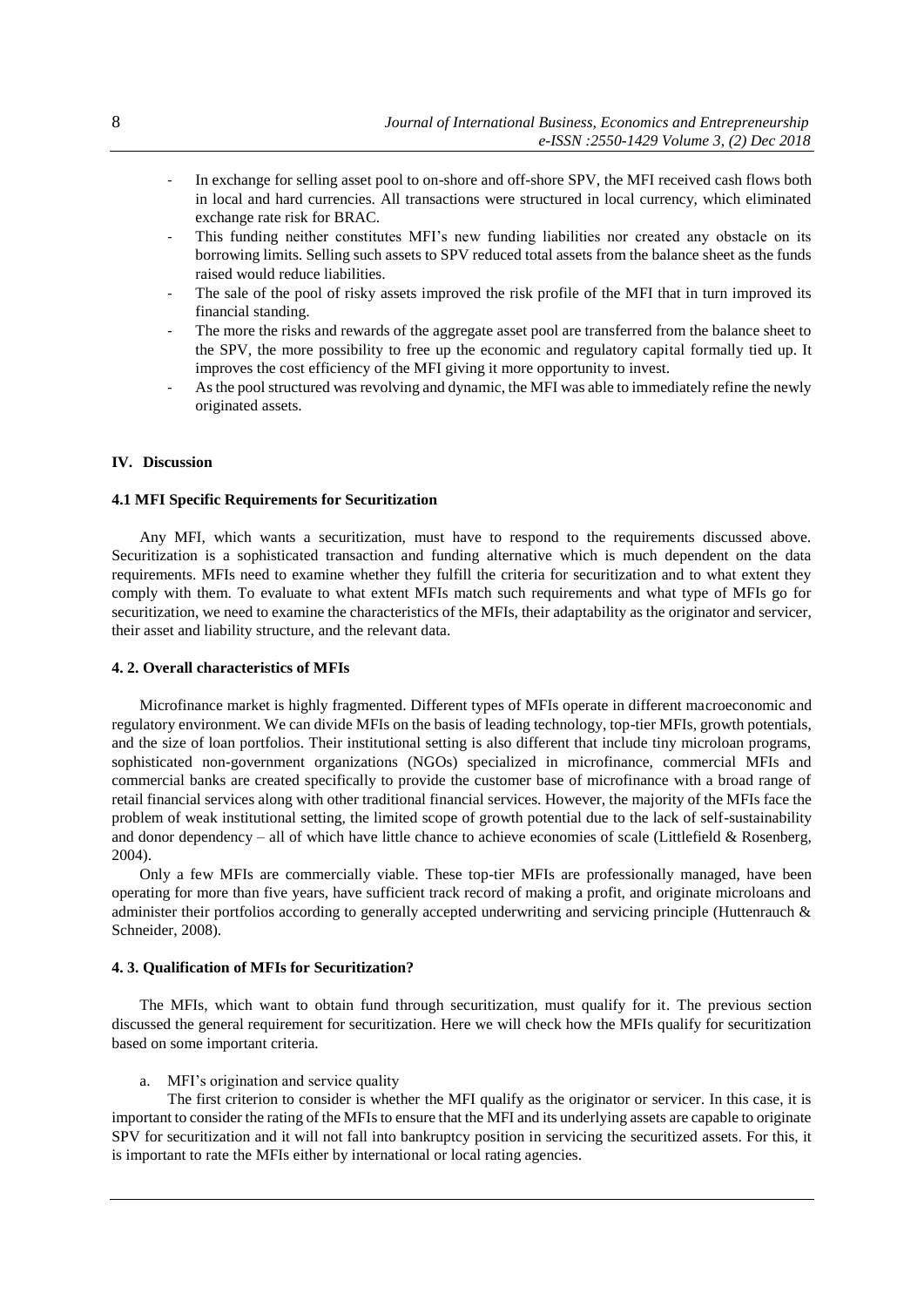- In exchange for selling asset pool to on-shore and off-shore SPV, the MFI received cash flows both in local and hard currencies. All transactions were structured in local currency, which eliminated exchange rate risk for BRAC.
- This funding neither constitutes MFI's new funding liabilities nor created any obstacle on its borrowing limits. Selling such assets to SPV reduced total assets from the balance sheet as the funds raised would reduce liabilities.
- The sale of the pool of risky assets improved the risk profile of the MFI that in turn improved its financial standing.
- The more the risks and rewards of the aggregate asset pool are transferred from the balance sheet to the SPV, the more possibility to free up the economic and regulatory capital formally tied up. It improves the cost efficiency of the MFI giving it more opportunity to invest.
- As the pool structured was revolving and dynamic, the MFI was able to immediately refine the newly originated assets.

## IV. Discussion

### 4.1 MFI Specific Requirements for Securitization

Any MFI, which wants a securitization, must have to respond to the requirements discussed above. Securitization is a sophisticated transaction and funding alternative which is much dependent on the data requirements. MFIs need to examine whether they fulfill the criteria for securitization and to what extent they comply with them. To evaluate to what extent MFIs match such requirements and what type of MFIs go for securitization, we need to examine the characteristics of the MFIs, their adaptability as the originator and servicer, their asset and liability structure, and the relevant data.

### 4. 2. Overall characteristics of MFIs

Microfinance market is highly fragmented. Different types of MFIs operate in different macroeconomic and regulatory environment. We can divide MFIs on the basis of leading technology, top-tier MFIs, growth potentials, and the size of loan portfolios. Their institutional setting is also different that include tiny microloan programs, sophisticated non-government organizations (NGOs) specialized in microfinance, commercial MFIs and commercial banks are created specifically to provide the customer base of microfinance with a broad range of retail financial services along with other traditional financial services. However, the majority of the MFIs face the problem of weak institutional setting, the limited scope of growth potential due to the lack of self-sustainability and donor dependency – all of which have little chance to achieve economies of scale (Littlefield & Rosenberg, 2004).

Only a few MFIs are commercially viable. These top-tier MFIs are professionally managed, have been operating for more than five years, have sufficient track record of making a profit, and originate microloans and administer their portfolios according to generally accepted underwriting and servicing principle (Huttenrauch & Schneider, 2008).

### 4. 3. Qualification of MFIs for Securitization?

The MFIs, which want to obtain fund through securitization, must qualify for it. The previous section discussed the general requirement for securitization. Here we will check how the MFIs qualify for securitization based on some important criteria.

a. MFI's origination and service quality

The first criterion to consider is whether the MFI qualify as the originator or servicer. In this case, it is important to consider the rating of the MFIs to ensure that the MFI and its underlying assets are capable to originate SPV for securitization and it will not fall into bankruptcy position in servicing the securitized assets. For this, it is important to rate the MFIs either by international or local rating agencies.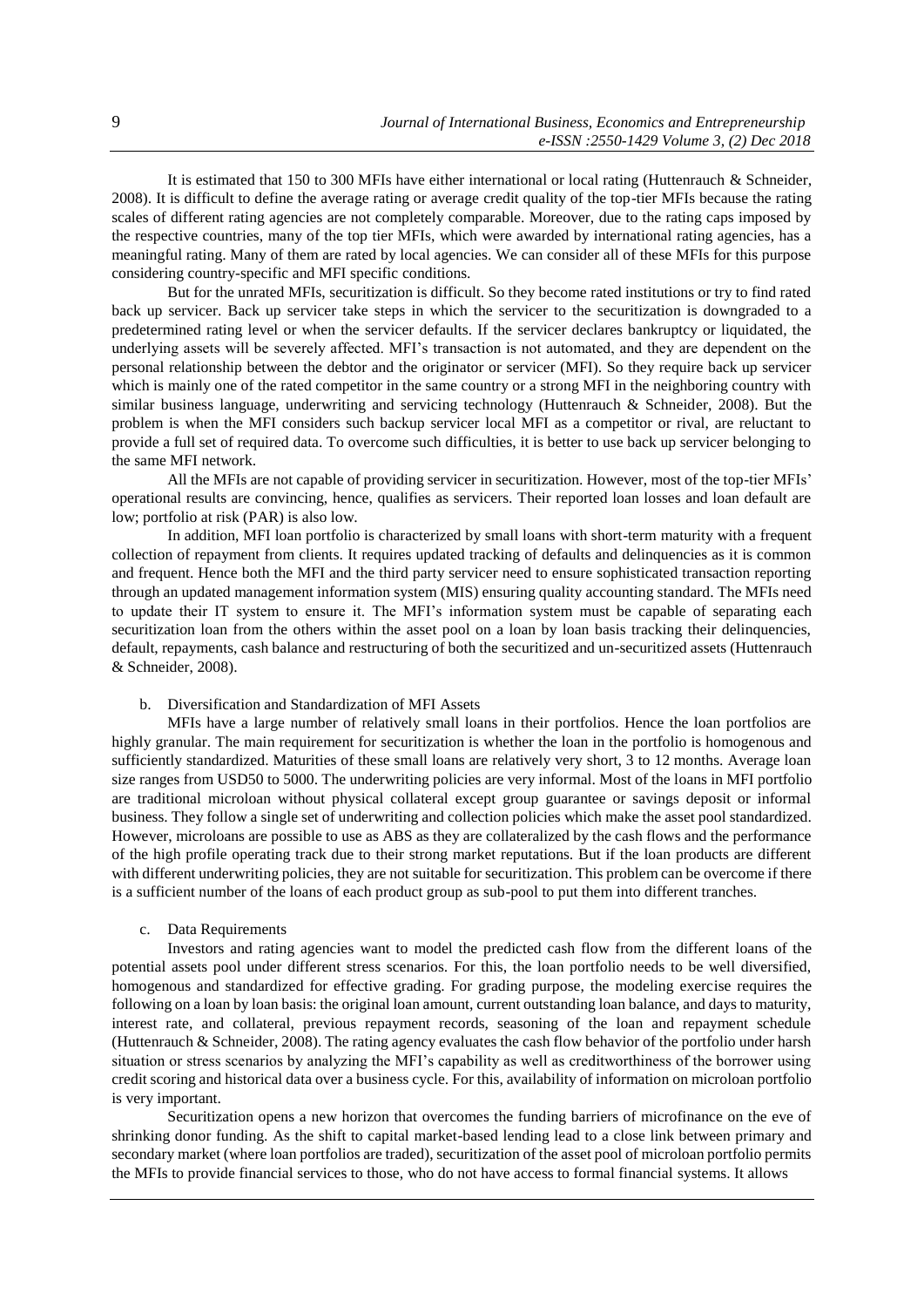It is estimated that 150 to 300 MFIs have either international or local rating (Huttenrauch & Schneider, 2008). It is difficult to define the average rating or average credit quality of the top-tier MFIs because the rating scales of different rating agencies are not completely comparable. Moreover, due to the rating caps imposed by the respective countries, many of the top tier MFIs, which were awarded by international rating agencies, has a meaningful rating. Many of them are rated by local agencies. We can consider all of these MFIs for this purpose considering country-specific and MFI specific conditions.

But for the unrated MFIs, securitization is difficult. So they become rated institutions or try to find rated back up servicer. Back up servicer take steps in which the servicer to the securitization is downgraded to a predetermined rating level or when the servicer defaults. If the servicer declares bankruptcy or liquidated, the underlying assets will be severely affected. MFI's transaction is not automated, and they are dependent on the personal relationship between the debtor and the originator or servicer (MFI). So they require back up servicer which is mainly one of the rated competitor in the same country or a strong MFI in the neighboring country with similar business language, underwriting and servicing technology (Huttenrauch & Schneider, 2008). But the problem is when the MFI considers such backup servicer local MFI as a competitor or rival, are reluctant to provide a full set of required data. To overcome such difficulties, it is better to use back up servicer belonging to the same MFI network.

All the MFIs are not capable of providing servicer in securitization. However, most of the top-tier MFIs' operational results are convincing, hence, qualifies as servicers. Their reported loan losses and loan default are low; portfolio at risk (PAR) is also low.

In addition, MFI loan portfolio is characterized by small loans with short-term maturity with a frequent collection of repayment from clients. It requires updated tracking of defaults and delinquencies as it is common and frequent. Hence both the MFI and the third party servicer need to ensure sophisticated transaction reporting through an updated management information system (MIS) ensuring quality accounting standard. The MFIs need to update their IT system to ensure it. The MFI's information system must be capable of separating each securitization loan from the others within the asset pool on a loan by loan basis tracking their delinquencies, default, repayments, cash balance and restructuring of both the securitized and un-securitized assets (Huttenrauch & Schneider, 2008).

b. Diversification and Standardization of MFI Assets

MFIs have a large number of relatively small loans in their portfolios. Hence the loan portfolios are highly granular. The main requirement for securitization is whether the loan in the portfolio is homogenous and sufficiently standardized. Maturities of these small loans are relatively very short, 3 to 12 months. Average loan size ranges from USD50 to 5000. The underwriting policies are very informal. Most of the loans in MFI portfolio are traditional microloan without physical collateral except group guarantee or savings deposit or informal business. They follow a single set of underwriting and collection policies which make the asset pool standardized. However, microloans are possible to use as ABS as they are collateralized by the cash flows and the performance of the high profile operating track due to their strong market reputations. But if the loan products are different with different underwriting policies, they are not suitable for securitization. This problem can be overcome if there is a sufficient number of the loans of each product group as sub-pool to put them into different tranches.

c. Data Requirements

Investors and rating agencies want to model the predicted cash flow from the different loans of the potential assets pool under different stress scenarios. For this, the loan portfolio needs to be well diversified, homogenous and standardized for effective grading. For grading purpose, the modeling exercise requires the following on a loan by loan basis: the original loan amount, current outstanding loan balance, and days to maturity, interest rate, and collateral, previous repayment records, seasoning of the loan and repayment schedule (Huttenrauch & Schneider, 2008). The rating agency evaluates the cash flow behavior of the portfolio under harsh situation or stress scenarios by analyzing the MFI's capability as well as creditworthiness of the borrower using credit scoring and historical data over a business cycle. For this, availability of information on microloan portfolio is very important.

Securitization opens a new horizon that overcomes the funding barriers of microfinance on the eve of shrinking donor funding. As the shift to capital market-based lending lead to a close link between primary and secondary market (where loan portfolios are traded), securitization of the asset pool of microloan portfolio permits the MFIs to provide financial services to those, who do not have access to formal financial systems. It allows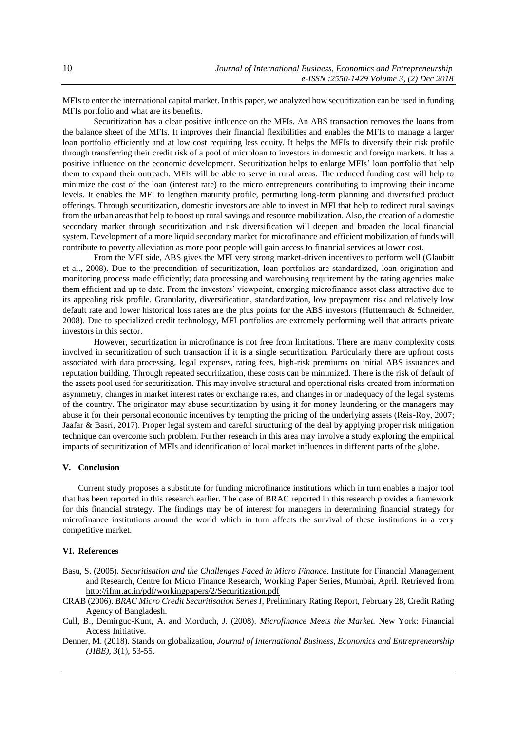MFIs to enter the international capital market. In this paper, we analyzed how securitization can be used in funding MFIs portfolio and what are its benefits.

Securitization has a clear positive influence on the MFIs. An ABS transaction removes the loans from the balance sheet of the MFIs. It improves their financial flexibilities and enables the MFIs to manage a larger loan portfolio efficiently and at low cost requiring less equity. It helps the MFIs to diversify their risk profile through transferring their credit risk of a pool of microloan to investors in domestic and foreign markets. It has a positive influence on the economic development. Securitization helps to enlarge MFIs' loan portfolio that help them to expand their outreach. MFIs will be able to serve in rural areas. The reduced funding cost will help to minimize the cost of the loan (interest rate) to the micro entrepreneurs contributing to improving their income levels. It enables the MFI to lengthen maturity profile, permitting long-term planning and diversified product offerings. Through securitization, domestic investors are able to invest in MFI that help to redirect rural savings from the urban areas that help to boost up rural savings and resource mobilization. Also, the creation of a domestic secondary market through securitization and risk diversification will deepen and broaden the local financial system. Development of a more liquid secondary market for microfinance and efficient mobilization of funds will contribute to poverty alleviation as more poor people will gain access to financial services at lower cost.

From the MFI side, ABS gives the MFI very strong market-driven incentives to perform well (Glaubitt et al., 2008). Due to the precondition of securitization, loan portfolios are standardized, loan origination and monitoring process made efficiently; data processing and warehousing requirement by the rating agencies make them efficient and up to date. From the investors' viewpoint, emerging microfinance asset class attractive due to its appealing risk profile. Granularity, diversification, standardization, low prepayment risk and relatively low default rate and lower historical loss rates are the plus points for the ABS investors (Huttenrauch & Schneider, 2008). Due to specialized credit technology, MFI portfolios are extremely performing well that attracts private investors in this sector.

However, securitization in microfinance is not free from limitations. There are many complexity costs involved in securitization of such transaction if it is a single securitization. Particularly there are upfront costs associated with data processing, legal expenses, rating fees, high-risk premiums on initial ABS issuances and reputation building. Through repeated securitization, these costs can be minimized. There is the risk of default of the assets pool used for securitization. This may involve structural and operational risks created from information asymmetry, changes in market interest rates or exchange rates, and changes in or inadequacy of the legal systems of the country. The originator may abuse securitization by using it for money laundering or the managers may abuse it for their personal economic incentives by tempting the pricing of the underlying assets (Reis-Roy, 2007; Jaafar & Basri, 2017). Proper legal system and careful structuring of the deal by applying proper risk mitigation technique can overcome such problem. Further research in this area may involve a study exploring the empirical impacts of securitization of MFIs and identification of local market influences in different parts of the globe.

## V. Conclusion

Current study proposes a substitute for funding microfinance institutions which in turn enables a major tool that has been reported in this research earlier. The case of BRAC reported in this research provides a framework for this financial strategy. The findings may be of interest for managers in determining financial strategy for microfinance institutions around the world which in turn affects the survival of these institutions in a very competitive market.

## VI. References

Basu, S. (2005). *Securitisation and the Challenges Faced in Micro Finance*. Institute for Financial Management and Research, Centre for Micro Finance Research, Working Paper Series, Mumbai, April. Retrieved from http://ifmr.ac.in/pdf/workingpapers/2/Securitization.pdf

CRAB (2006). *BRAC Micro Credit Securitisation Series I*, Preliminary Rating Report, February 28, Credit Rating Agency of Bangladesh.

Cull, B., Demirguc-Kunt, A. and Morduch, J. (2008). *Microfinance Meets the Market.* New York: Financial Access Initiative.

Denner, M. (2018). Stands on globalization, *Journal of International Business, Economics and Entrepreneurship (JIBE)*, *3*(1), 53-55.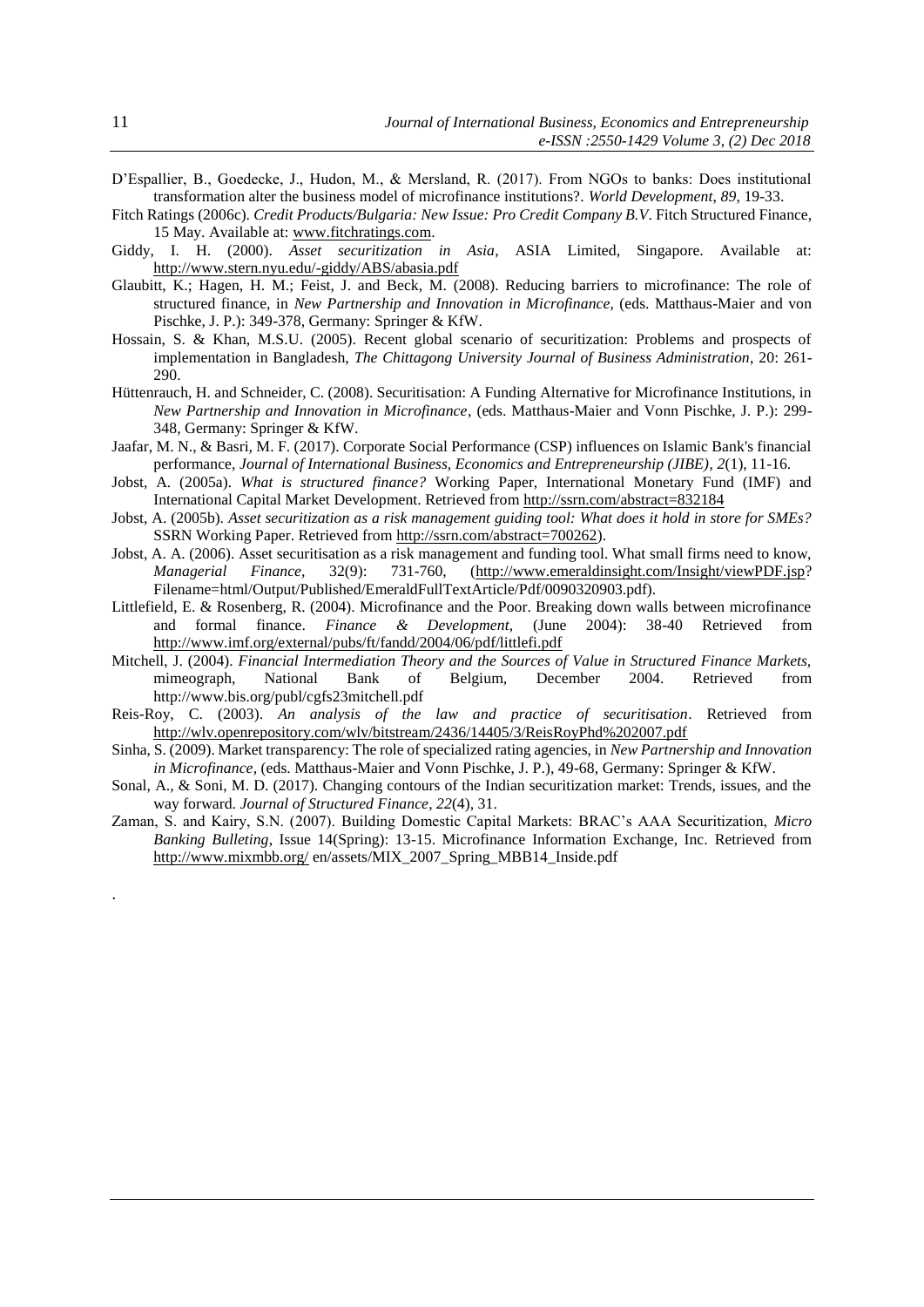D'Espallier, B., Goedecke, J., Hudon, M., & Mersland, R. (2017). From NGOs to banks: Does institutional transformation alter the business model of microfinance institutions?. *World Development*, *89*, 19-33.

Fitch Ratings (2006c). *Credit Products/Bulgaria: New Issue: Pro Credit Company B.V*. Fitch Structured Finance, 15 May. Available at: www.fitchratings.com.

Giddy, I. H. (2000). *Asset securitization in Asia*, ASIA Limited, Singapore. Available at: http://www.stern.nyu.edu/-giddy/ABS/abasia.pdf

Glaubitt, K.; Hagen, H. M.; Feist, J. and Beck, M. (2008). Reducing barriers to microfinance: The role of structured finance, in *New Partnership and Innovation in Microfinance*, (eds. Matthaus-Maier and von Pischke, J. P.): 349-378, Germany: Springer & KfW.

Hossain, S. & Khan, M.S.U. (2005). Recent global scenario of securitization: Problems and prospects of implementation in Bangladesh, *The Chittagong University Journal of Business Administration*, 20: 261-290.

Hüttenrauch, H. and Schneider, C. (2008). Securitisation: A Funding Alternative for Microfinance Institutions, in *New Partnership and Innovation in Microfinance*, (eds. Matthaus-Maier and Vonn Pischke, J. P.): 299-348, Germany: Springer & KfW.

Jaafar, M. N., & Basri, M. F. (2017). Corporate Social Performance (CSP) influences on Islamic Bank's financial performance, *Journal of International Business, Economics and Entrepreneurship (JIBE)*, *2*(1), 11-16.

Jobst, A. (2005a). *What is structured finance?* Working Paper, International Monetary Fund (IMF) and International Capital Market Development. Retrieved from http://ssrn.com/abstract=832184

Jobst, A. (2005b). *Asset securitization as a risk management guiding tool: What does it hold in store for SMEs?* SSRN Working Paper. Retrieved from http://ssrn.com/abstract=700262).

Jobst, A. A. (2006). Asset securitisation as a risk management and funding tool. What small firms need to know, *Managerial Finance*, 32(9): 731-760, (http://www.emeraldinsight.com/Insight/viewPDF.jsp?Filename=html/Output/Published/EmeraldFullTextArticle/Pdf/0090320903.pdf).

Littlefield, E. & Rosenberg, R. (2004). Microfinance and the Poor. Breaking down walls between microfinance and formal finance. *Finance & Development*, (June 2004): 38-40 Retrieved from http://www.imf.org/external/pubs/ft/fandd/2004/06/pdf/littlefi.pdf

Mitchell, J. (2004). *Financial Intermediation Theory and the Sources of Value in Structured Finance Markets*, mimeograph, National Bank of Belgium, December 2004. Retrieved from http://www.bis.org/publ/cgfs23mitchell.pdf

Reis-Roy, C. (2003). *An analysis of the law and practice of securitisation*. Retrieved from http://wlv.openrepository.com/wlv/bitstream/2436/14405/3/ReisRoyPhd%202007.pdf

Sinha, S. (2009). Market transparency: The role of specialized rating agencies, in *New Partnership and Innovation in Microfinance*, (eds. Matthaus-Maier and Vonn Pischke, J. P.), 49-68, Germany: Springer & KfW.

Sonal, A., & Soni, M. D. (2017). Changing contours of the Indian securitization market: Trends, issues, and the way forward. *Journal of Structured Finance*, *22*(4), 31.

Zaman, S. and Kairy, S.N. (2007). Building Domestic Capital Markets: BRAC's AAA Securitization, *Micro Banking Bulleting*, Issue 14(Spring): 13-15. Microfinance Information Exchange, Inc. Retrieved from http://www.mixmbb.org/ en/assets/MIX_2007_Spring_MBB14_Inside.pdf

.